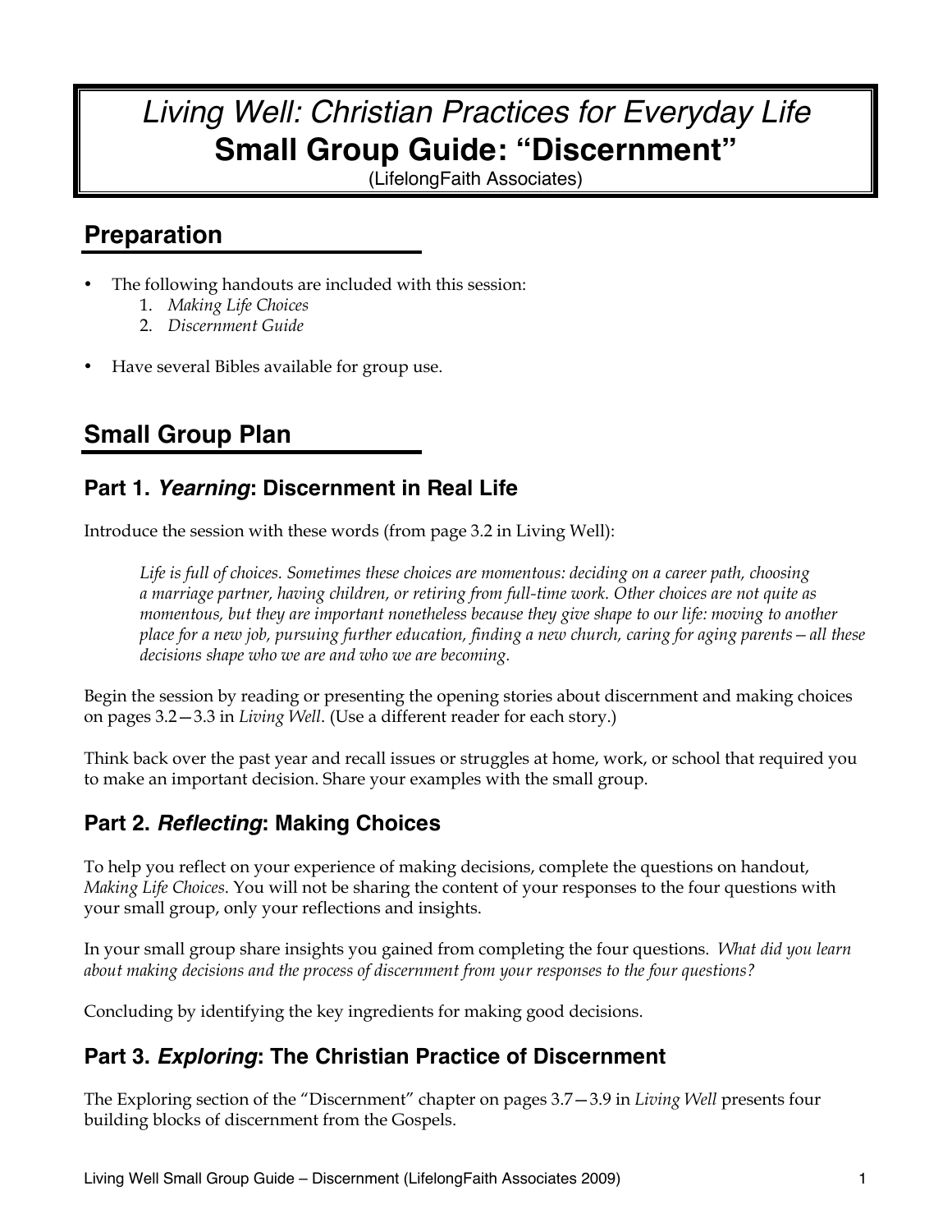# *Living Well: Christian Practices for Everyday Life*
# **Small Group Guide: "Discernment"**

(LifelongFaith Associates)

## Preparation

- The following handouts are included with this session:
  1. *Making Life Choices*
  2. *Discernment Guide*
- Have several Bibles available for group use.

## Small Group Plan

### Part 1. *Yearning*: Discernment in Real Life

Introduce the session with these words (from page 3.2 in Living Well):

> *Life is full of choices. Sometimes these choices are momentous: deciding on a career path, choosing a marriage partner, having children, or retiring from full-time work. Other choices are not quite as momentous, but they are important nonetheless because they give shape to our life: moving to another place for a new job, pursuing further education, finding a new church, caring for aging parents—all these decisions shape who we are and who we are becoming.*

Begin the session by reading or presenting the opening stories about discernment and making choices on pages 3.2—3.3 in *Living Well*. (Use a different reader for each story.)

Think back over the past year and recall issues or struggles at home, work, or school that required you to make an important decision. Share your examples with the small group.

### Part 2. *Reflecting*: Making Choices

To help you reflect on your experience of making decisions, complete the questions on handout, *Making Life Choices*. You will not be sharing the content of your responses to the four questions with your small group, only your reflections and insights.

In your small group share insights you gained from completing the four questions. *What did you learn about making decisions and the process of discernment from your responses to the four questions?*

Concluding by identifying the key ingredients for making good decisions.

### Part 3. *Exploring*: The Christian Practice of Discernment

The Exploring section of the "Discernment" chapter on pages 3.7—3.9 in *Living Well* presents four building blocks of discernment from the Gospels.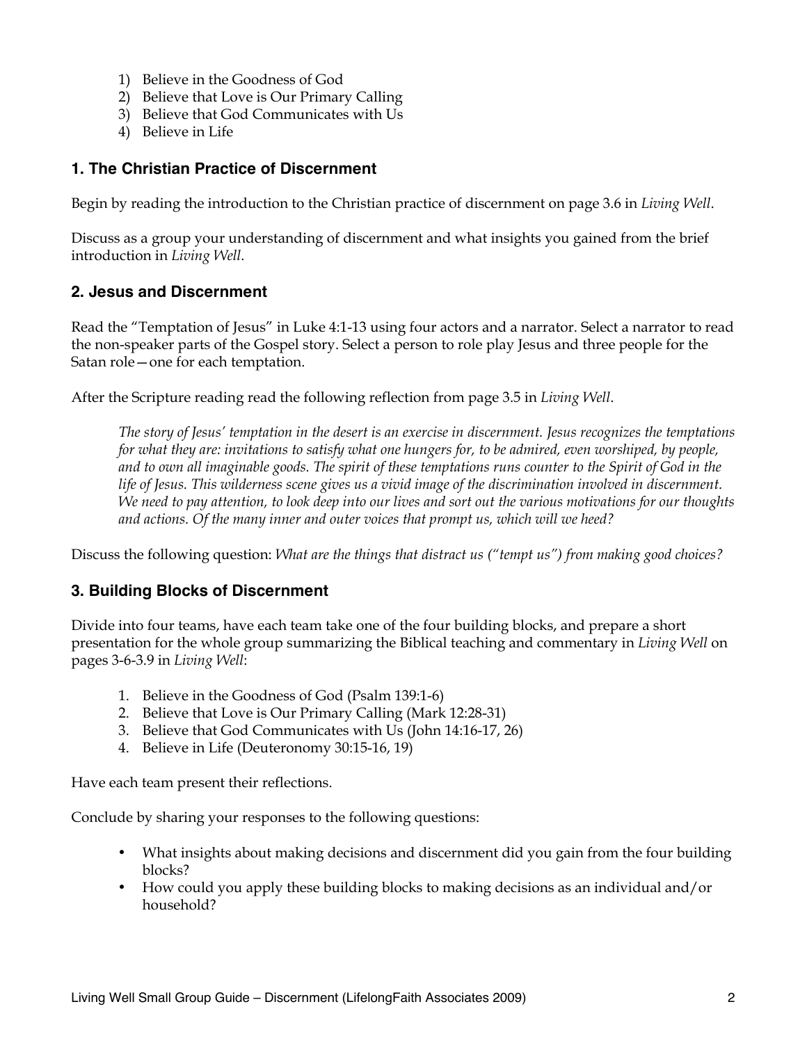1) Believe in the Goodness of God
2) Believe that Love is Our Primary Calling
3) Believe that God Communicates with Us
4) Believe in Life

## 1. The Christian Practice of Discernment

Begin by reading the introduction to the Christian practice of discernment on page 3.6 in *Living Well*.

Discuss as a group your understanding of discernment and what insights you gained from the brief introduction in *Living Well*.

## 2. Jesus and Discernment

Read the "Temptation of Jesus" in Luke 4:1-13 using four actors and a narrator. Select a narrator to read the non-speaker parts of the Gospel story. Select a person to role play Jesus and three people for the Satan role—one for each temptation.

After the Scripture reading read the following reflection from page 3.5 in *Living Well*.

> *The story of Jesus' temptation in the desert is an exercise in discernment. Jesus recognizes the temptations for what they are: invitations to satisfy what one hungers for, to be admired, even worshiped, by people, and to own all imaginable goods. The spirit of these temptations runs counter to the Spirit of God in the life of Jesus. This wilderness scene gives us a vivid image of the discrimination involved in discernment. We need to pay attention, to look deep into our lives and sort out the various motivations for our thoughts and actions. Of the many inner and outer voices that prompt us, which will we heed?*

Discuss the following question: *What are the things that distract us ("tempt us") from making good choices?*

## 3. Building Blocks of Discernment

Divide into four teams, have each team take one of the four building blocks, and prepare a short presentation for the whole group summarizing the Biblical teaching and commentary in *Living Well* on pages 3-6-3.9 in *Living Well*:

1. Believe in the Goodness of God (Psalm 139:1-6)
2. Believe that Love is Our Primary Calling (Mark 12:28-31)
3. Believe that God Communicates with Us (John 14:16-17, 26)
4. Believe in Life (Deuteronomy 30:15-16, 19)

Have each team present their reflections.

Conclude by sharing your responses to the following questions:

- What insights about making decisions and discernment did you gain from the four building blocks?
- How could you apply these building blocks to making decisions as an individual and/or household?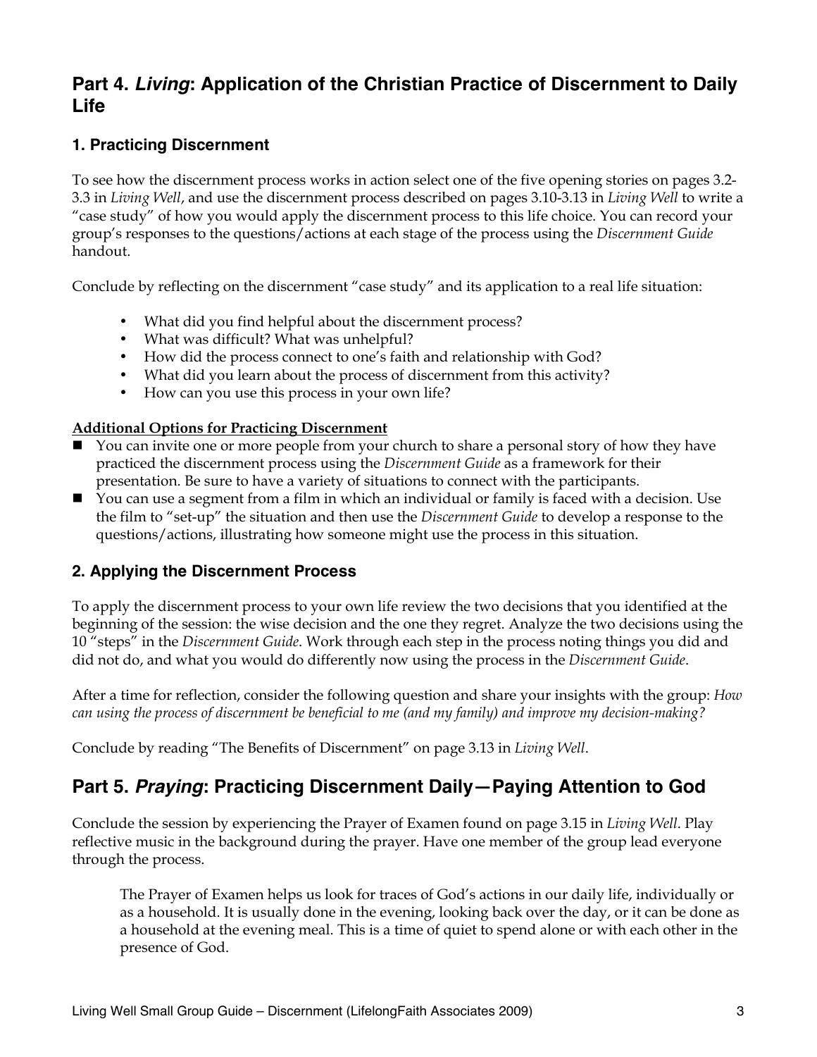## Part 4. *Living*: Application of the Christian Practice of Discernment to Daily Life

### 1. Practicing Discernment

To see how the discernment process works in action select one of the five opening stories on pages 3.2-3.3 in *Living Well*, and use the discernment process described on pages 3.10-3.13 in *Living Well* to write a "case study" of how you would apply the discernment process to this life choice. You can record your group's responses to the questions/actions at each stage of the process using the *Discernment Guide* handout.

Conclude by reflecting on the discernment "case study" and its application to a real life situation:

- What did you find helpful about the discernment process?
- What was difficult? What was unhelpful?
- How did the process connect to one's faith and relationship with God?
- What did you learn about the process of discernment from this activity?
- How can you use this process in your own life?

**Additional Options for Practicing Discernment**

- You can invite one or more people from your church to share a personal story of how they have practiced the discernment process using the *Discernment Guide* as a framework for their presentation. Be sure to have a variety of situations to connect with the participants.
- You can use a segment from a film in which an individual or family is faced with a decision. Use the film to "set-up" the situation and then use the *Discernment Guide* to develop a response to the questions/actions, illustrating how someone might use the process in this situation.

### 2. Applying the Discernment Process

To apply the discernment process to your own life review the two decisions that you identified at the beginning of the session: the wise decision and the one they regret. Analyze the two decisions using the 10 "steps" in the *Discernment Guide*. Work through each step in the process noting things you did and did not do, and what you would do differently now using the process in the *Discernment Guide*.

After a time for reflection, consider the following question and share your insights with the group: *How can using the process of discernment be beneficial to me (and my family) and improve my decision-making?*

Conclude by reading "The Benefits of Discernment" on page 3.13 in *Living Well*.

## Part 5. *Praying*: Practicing Discernment Daily—Paying Attention to God

Conclude the session by experiencing the Prayer of Examen found on page 3.15 in *Living Well*. Play reflective music in the background during the prayer. Have one member of the group lead everyone through the process.

> The Prayer of Examen helps us look for traces of God's actions in our daily life, individually or as a household. It is usually done in the evening, looking back over the day, or it can be done as a household at the evening meal. This is a time of quiet to spend alone or with each other in the presence of God.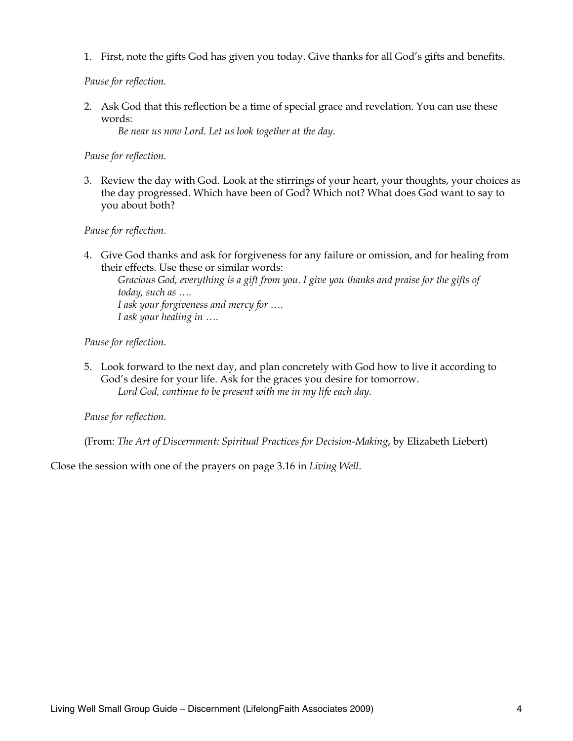1. First, note the gifts God has given you today. Give thanks for all God's gifts and benefits.

   *Pause for reflection.*

2. Ask God that this reflection be a time of special grace and revelation. You can use these words:
   *Be near us now Lord. Let us look together at the day.*

   *Pause for reflection.*

3. Review the day with God. Look at the stirrings of your heart, your thoughts, your choices as the day progressed. Which have been of God? Which not? What does God want to say to you about both?

   *Pause for reflection.*

4. Give God thanks and ask for forgiveness for any failure or omission, and for healing from their effects. Use these or similar words:
   *Gracious God, everything is a gift from you. I give you thanks and praise for the gifts of today, such as ….*
   *I ask your forgiveness and mercy for ….*
   *I ask your healing in ….*

   *Pause for reflection.*

5. Look forward to the next day, and plan concretely with God how to live it according to God's desire for your life. Ask for the graces you desire for tomorrow.
   *Lord God, continue to be present with me in my life each day.*

   *Pause for reflection.*

   (From: *The Art of Discernment: Spiritual Practices for Decision-Making*, by Elizabeth Liebert)

Close the session with one of the prayers on page 3.16 in *Living Well*.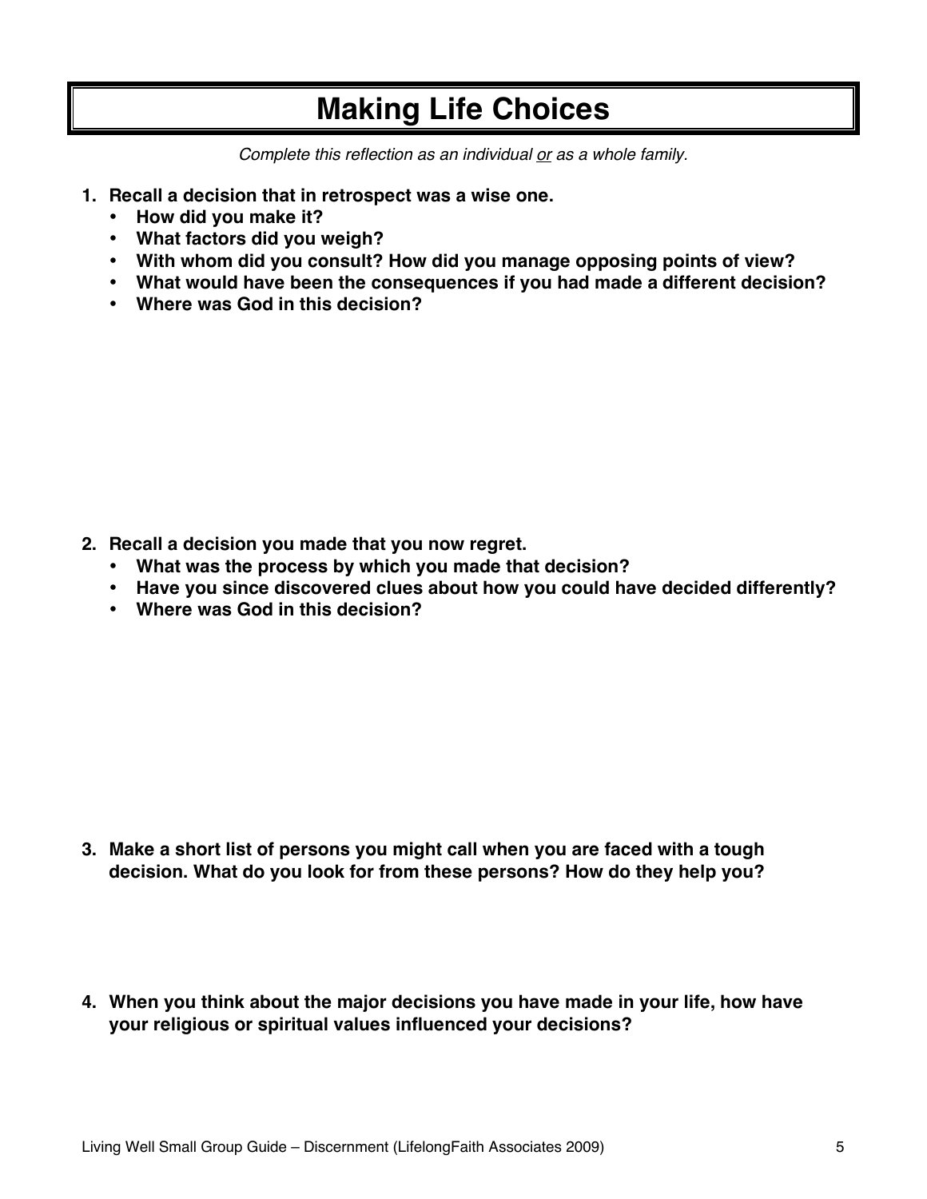# Making Life Choices

*Complete this reflection as an individual <u>or</u> as a whole family.*

1. **Recall a decision that in retrospect was a wise one.**
   - **How did you make it?**
   - **What factors did you weigh?**
   - **With whom did you consult? How did you manage opposing points of view?**
   - **What would have been the consequences if you had made a different decision?**
   - **Where was God in this decision?**

2. **Recall a decision you made that you now regret.**
   - **What was the process by which you made that decision?**
   - **Have you since discovered clues about how you could have decided differently?**
   - **Where was God in this decision?**

3. **Make a short list of persons you might call when you are faced with a tough decision. What do you look for from these persons? How do they help you?**

4. **When you think about the major decisions you have made in your life, how have your religious or spiritual values influenced your decisions?**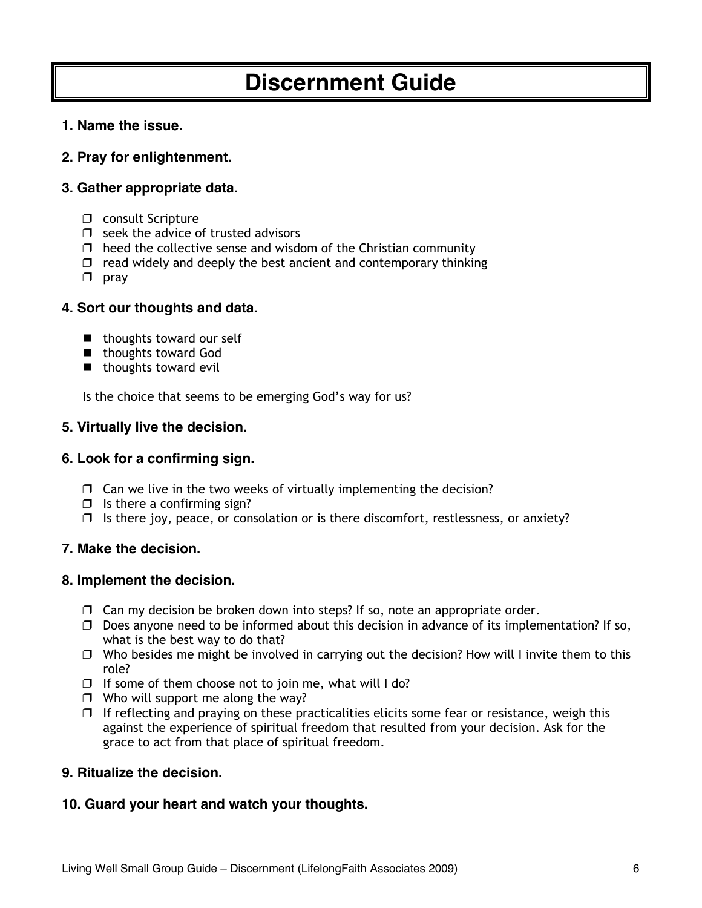# Discernment Guide

**1. Name the issue.**

**2. Pray for enlightenment.**

**3. Gather appropriate data.**

- ❒ consult Scripture
- ❒ seek the advice of trusted advisors
- ❒ heed the collective sense and wisdom of the Christian community
- ❒ read widely and deeply the best ancient and contemporary thinking
- ❒ pray

**4. Sort our thoughts and data.**

- thoughts toward our self
- thoughts toward God
- thoughts toward evil

Is the choice that seems to be emerging God's way for us?

**5. Virtually live the decision.**

**6. Look for a confirming sign.**

- ❒ Can we live in the two weeks of virtually implementing the decision?
- ❒ Is there a confirming sign?
- ❒ Is there joy, peace, or consolation or is there discomfort, restlessness, or anxiety?

**7. Make the decision.**

**8. Implement the decision.**

- ❒ Can my decision be broken down into steps? If so, note an appropriate order.
- ❒ Does anyone need to be informed about this decision in advance of its implementation? If so, what is the best way to do that?
- ❒ Who besides me might be involved in carrying out the decision? How will I invite them to this role?
- ❒ If some of them choose not to join me, what will I do?
- ❒ Who will support me along the way?
- ❒ If reflecting and praying on these practicalities elicits some fear or resistance, weigh this against the experience of spiritual freedom that resulted from your decision. Ask for the grace to act from that place of spiritual freedom.

**9. Ritualize the decision.**

**10. Guard your heart and watch your thoughts.**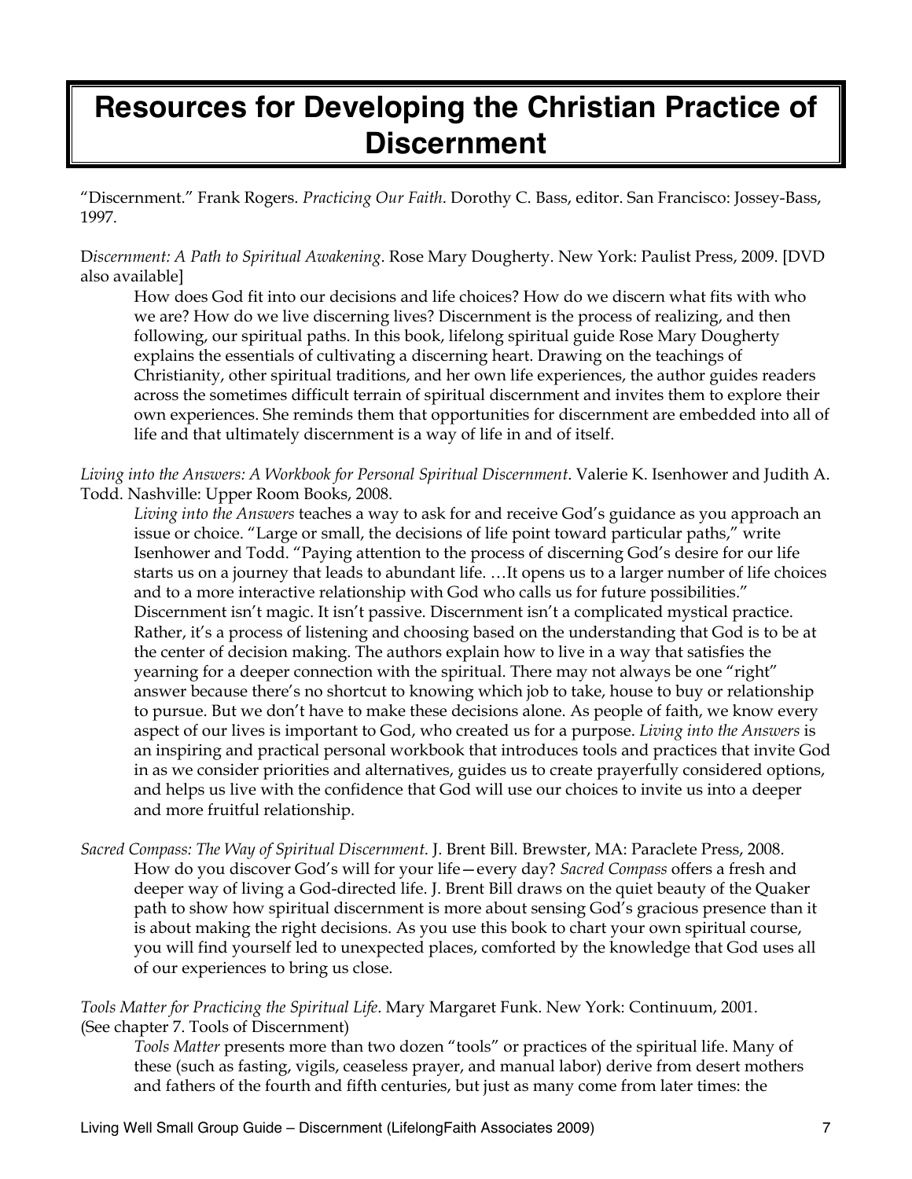# Resources for Developing the Christian Practice of Discernment

"Discernment." Frank Rogers. *Practicing Our Faith*. Dorothy C. Bass, editor. San Francisco: Jossey-Bass, 1997.

D*iscernment: A Path to Spiritual Awakening*. Rose Mary Dougherty. New York: Paulist Press, 2009. [DVD also available]

How does God fit into our decisions and life choices? How do we discern what fits with who we are? How do we live discerning lives? Discernment is the process of realizing, and then following, our spiritual paths. In this book, lifelong spiritual guide Rose Mary Dougherty explains the essentials of cultivating a discerning heart. Drawing on the teachings of Christianity, other spiritual traditions, and her own life experiences, the author guides readers across the sometimes difficult terrain of spiritual discernment and invites them to explore their own experiences. She reminds them that opportunities for discernment are embedded into all of life and that ultimately discernment is a way of life in and of itself.

*Living into the Answers: A Workbook for Personal Spiritual Discernment*. Valerie K. Isenhower and Judith A. Todd. Nashville: Upper Room Books, 2008.

*Living into the Answers* teaches a way to ask for and receive God's guidance as you approach an issue or choice. "Large or small, the decisions of life point toward particular paths," write Isenhower and Todd. "Paying attention to the process of discerning God's desire for our life starts us on a journey that leads to abundant life. …It opens us to a larger number of life choices and to a more interactive relationship with God who calls us for future possibilities." Discernment isn't magic. It isn't passive. Discernment isn't a complicated mystical practice. Rather, it's a process of listening and choosing based on the understanding that God is to be at the center of decision making. The authors explain how to live in a way that satisfies the yearning for a deeper connection with the spiritual. There may not always be one "right" answer because there's no shortcut to knowing which job to take, house to buy or relationship to pursue. But we don't have to make these decisions alone. As people of faith, we know every aspect of our lives is important to God, who created us for a purpose. *Living into the Answers* is an inspiring and practical personal workbook that introduces tools and practices that invite God in as we consider priorities and alternatives, guides us to create prayerfully considered options, and helps us live with the confidence that God will use our choices to invite us into a deeper and more fruitful relationship.

*Sacred Compass: The Way of Spiritual Discernment*. J. Brent Bill. Brewster, MA: Paraclete Press, 2008.

How do you discover God's will for your life—every day? *Sacred Compass* offers a fresh and deeper way of living a God-directed life. J. Brent Bill draws on the quiet beauty of the Quaker path to show how spiritual discernment is more about sensing God's gracious presence than it is about making the right decisions. As you use this book to chart your own spiritual course, you will find yourself led to unexpected places, comforted by the knowledge that God uses all of our experiences to bring us close.

*Tools Matter for Practicing the Spiritual Life*. Mary Margaret Funk. New York: Continuum, 2001. (See chapter 7. Tools of Discernment)

*Tools Matter* presents more than two dozen "tools" or practices of the spiritual life. Many of these (such as fasting, vigils, ceaseless prayer, and manual labor) derive from desert mothers and fathers of the fourth and fifth centuries, but just as many come from later times: the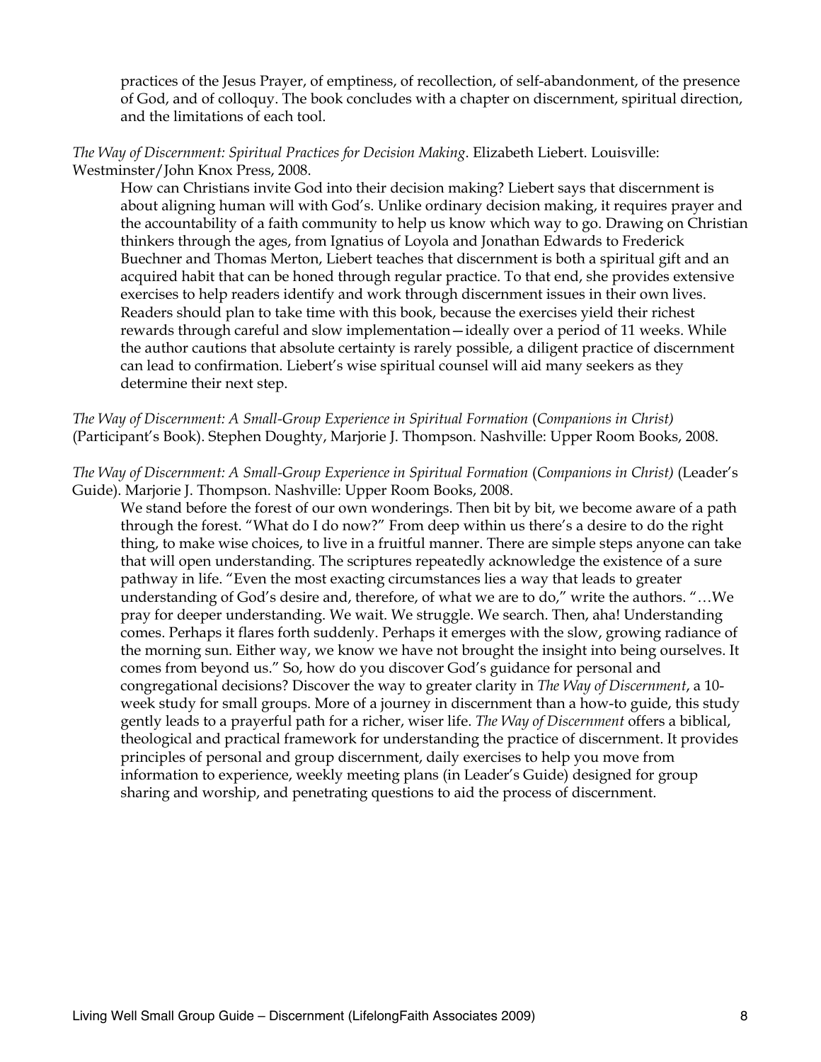practices of the Jesus Prayer, of emptiness, of recollection, of self-abandonment, of the presence of God, and of colloquy. The book concludes with a chapter on discernment, spiritual direction, and the limitations of each tool.

*The Way of Discernment: Spiritual Practices for Decision Making*. Elizabeth Liebert. Louisville: Westminster/John Knox Press, 2008.

How can Christians invite God into their decision making? Liebert says that discernment is about aligning human will with God's. Unlike ordinary decision making, it requires prayer and the accountability of a faith community to help us know which way to go. Drawing on Christian thinkers through the ages, from Ignatius of Loyola and Jonathan Edwards to Frederick Buechner and Thomas Merton, Liebert teaches that discernment is both a spiritual gift and an acquired habit that can be honed through regular practice. To that end, she provides extensive exercises to help readers identify and work through discernment issues in their own lives. Readers should plan to take time with this book, because the exercises yield their richest rewards through careful and slow implementation—ideally over a period of 11 weeks. While the author cautions that absolute certainty is rarely possible, a diligent practice of discernment can lead to confirmation. Liebert's wise spiritual counsel will aid many seekers as they determine their next step.

*The Way of Discernment: A Small-Group Experience in Spiritual Formation* (*Companions in Christ)* (Participant's Book). Stephen Doughty, Marjorie J. Thompson. Nashville: Upper Room Books, 2008.

*The Way of Discernment: A Small-Group Experience in Spiritual Formation* (*Companions in Christ)* (Leader's Guide). Marjorie J. Thompson. Nashville: Upper Room Books, 2008.

We stand before the forest of our own wonderings. Then bit by bit, we become aware of a path through the forest. "What do I do now?" From deep within us there's a desire to do the right thing, to make wise choices, to live in a fruitful manner. There are simple steps anyone can take that will open understanding. The scriptures repeatedly acknowledge the existence of a sure pathway in life. "Even the most exacting circumstances lies a way that leads to greater understanding of God's desire and, therefore, of what we are to do," write the authors. "…We pray for deeper understanding. We wait. We struggle. We search. Then, aha! Understanding comes. Perhaps it flares forth suddenly. Perhaps it emerges with the slow, growing radiance of the morning sun. Either way, we know we have not brought the insight into being ourselves. It comes from beyond us." So, how do you discover God's guidance for personal and congregational decisions? Discover the way to greater clarity in *The Way of Discernment*, a 10-week study for small groups. More of a journey in discernment than a how-to guide, this study gently leads to a prayerful path for a richer, wiser life. *The Way of Discernment* offers a biblical, theological and practical framework for understanding the practice of discernment. It provides principles of personal and group discernment, daily exercises to help you move from information to experience, weekly meeting plans (in Leader's Guide) designed for group sharing and worship, and penetrating questions to aid the process of discernment.